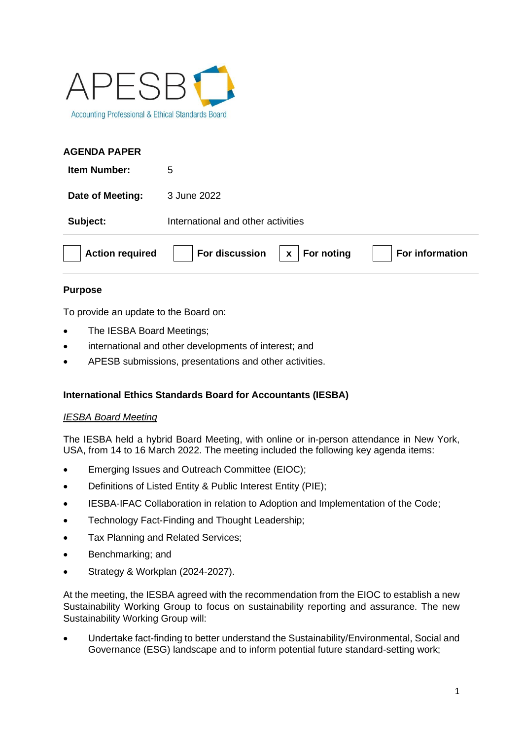APESB

Accounting Professional & Ethical Standards Board

**AGENDA PAPER**

| | |
|---|---|
| **Item Number:** | 5 |
| **Date of Meeting:** | 3 June 2022 |
| **Subject:** | International and other activities |

| | | | |
|---|---|---|---|
| ☐ **Action required** | ☐ **For discussion** | ☒ **For noting** | ☐ **For information** |

**Purpose**

To provide an update to the Board on:

- The IESBA Board Meetings;
- international and other developments of interest; and
- APESB submissions, presentations and other activities.

**International Ethics Standards Board for Accountants (IESBA)**

*IESBA Board Meeting*

The IESBA held a hybrid Board Meeting, with online or in-person attendance in New York, USA, from 14 to 16 March 2022. The meeting included the following key agenda items:

- Emerging Issues and Outreach Committee (EIOC);
- Definitions of Listed Entity & Public Interest Entity (PIE);
- IESBA-IFAC Collaboration in relation to Adoption and Implementation of the Code;
- Technology Fact-Finding and Thought Leadership;
- Tax Planning and Related Services;
- Benchmarking; and
- Strategy & Workplan (2024-2027).

At the meeting, the IESBA agreed with the recommendation from the EIOC to establish a new Sustainability Working Group to focus on sustainability reporting and assurance. The new Sustainability Working Group will:

- Undertake fact-finding to better understand the Sustainability/Environmental, Social and Governance (ESG) landscape and to inform potential future standard-setting work;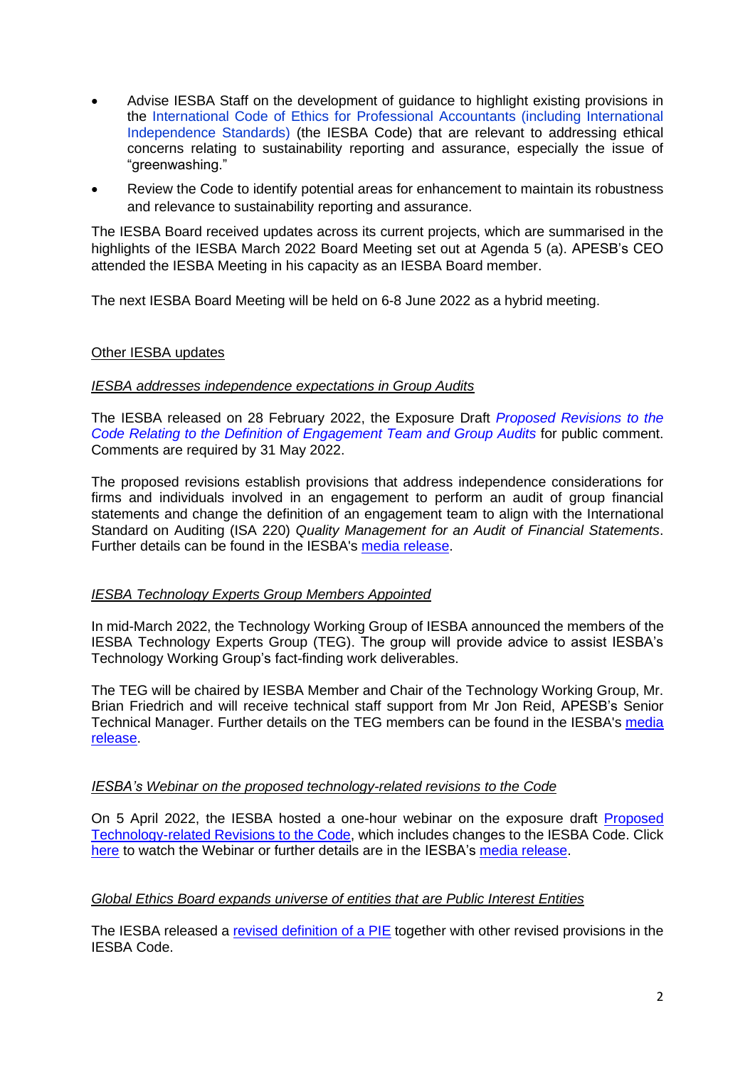- Advise IESBA Staff on the development of guidance to highlight existing provisions in the International Code of Ethics for Professional Accountants (including International Independence Standards) (the IESBA Code) that are relevant to addressing ethical concerns relating to sustainability reporting and assurance, especially the issue of "greenwashing."
- Review the Code to identify potential areas for enhancement to maintain its robustness and relevance to sustainability reporting and assurance.

The IESBA Board received updates across its current projects, which are summarised in the highlights of the IESBA March 2022 Board Meeting set out at Agenda 5 (a). APESB's CEO attended the IESBA Meeting in his capacity as an IESBA Board member.

The next IESBA Board Meeting will be held on 6-8 June 2022 as a hybrid meeting.

<u>Other IESBA updates</u>

<u>*IESBA addresses independence expectations in Group Audits*</u>

The IESBA released on 28 February 2022, the Exposure Draft *Proposed Revisions to the Code Relating to the Definition of Engagement Team and Group Audits* for public comment. Comments are required by 31 May 2022.

The proposed revisions establish provisions that address independence considerations for firms and individuals involved in an engagement to perform an audit of group financial statements and change the definition of an engagement team to align with the International Standard on Auditing (ISA 220) *Quality Management for an Audit of Financial Statements*. Further details can be found in the IESBA's media release.

<u>*IESBA Technology Experts Group Members Appointed*</u>

In mid-March 2022, the Technology Working Group of IESBA announced the members of the IESBA Technology Experts Group (TEG). The group will provide advice to assist IESBA's Technology Working Group's fact-finding work deliverables.

The TEG will be chaired by IESBA Member and Chair of the Technology Working Group, Mr. Brian Friedrich and will receive technical staff support from Mr Jon Reid, APESB's Senior Technical Manager. Further details on the TEG members can be found in the IESBA's media release.

<u>*IESBA's Webinar on the proposed technology-related revisions to the Code*</u>

On 5 April 2022, the IESBA hosted a one-hour webinar on the exposure draft Proposed Technology-related Revisions to the Code, which includes changes to the IESBA Code. Click here to watch the Webinar or further details are in the IESBA's media release.

<u>*Global Ethics Board expands universe of entities that are Public Interest Entities*</u>

The IESBA released a revised definition of a PIE together with other revised provisions in the IESBA Code.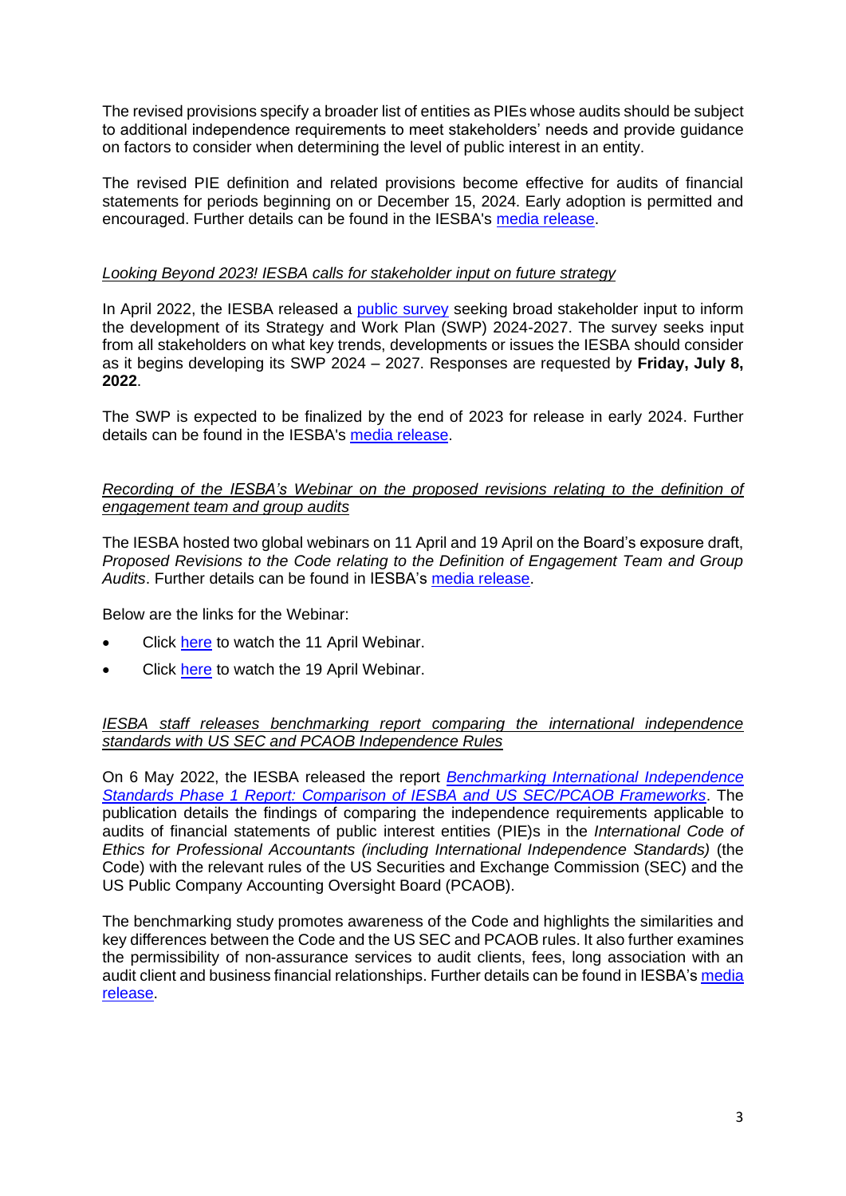The revised provisions specify a broader list of entities as PIEs whose audits should be subject to additional independence requirements to meet stakeholders' needs and provide guidance on factors to consider when determining the level of public interest in an entity.

The revised PIE definition and related provisions become effective for audits of financial statements for periods beginning on or December 15, 2024. Early adoption is permitted and encouraged. Further details can be found in the IESBA's [media release](#).

*<u>Looking Beyond 2023! IESBA calls for stakeholder input on future strategy</u>*

In April 2022, the IESBA released a [public survey](#) seeking broad stakeholder input to inform the development of its Strategy and Work Plan (SWP) 2024-2027. The survey seeks input from all stakeholders on what key trends, developments or issues the IESBA should consider as it begins developing its SWP 2024 – 2027. Responses are requested by **Friday, July 8, 2022**.

The SWP is expected to be finalized by the end of 2023 for release in early 2024. Further details can be found in the IESBA's [media release](#).

*<u>Recording of the IESBA's Webinar on the proposed revisions relating to the definition of engagement team and group audits</u>*

The IESBA hosted two global webinars on 11 April and 19 April on the Board's exposure draft, *Proposed Revisions to the Code relating to the Definition of Engagement Team and Group Audits*. Further details can be found in IESBA's [media release](#).

Below are the links for the Webinar:

- Click [here](#) to watch the 11 April Webinar.
- Click [here](#) to watch the 19 April Webinar.

*<u>IESBA staff releases benchmarking report comparing the international independence standards with US SEC and PCAOB Independence Rules</u>*

On 6 May 2022, the IESBA released the report [*Benchmarking International Independence Standards Phase 1 Report: Comparison of IESBA and US SEC/PCAOB Frameworks*](#). The publication details the findings of comparing the independence requirements applicable to audits of financial statements of public interest entities (PIE)s in the *International Code of Ethics for Professional Accountants (including International Independence Standards)* (the Code) with the relevant rules of the US Securities and Exchange Commission (SEC) and the US Public Company Accounting Oversight Board (PCAOB).

The benchmarking study promotes awareness of the Code and highlights the similarities and key differences between the Code and the US SEC and PCAOB rules. It also further examines the permissibility of non-assurance services to audit clients, fees, long association with an audit client and business financial relationships. Further details can be found in IESBA's [media release](#).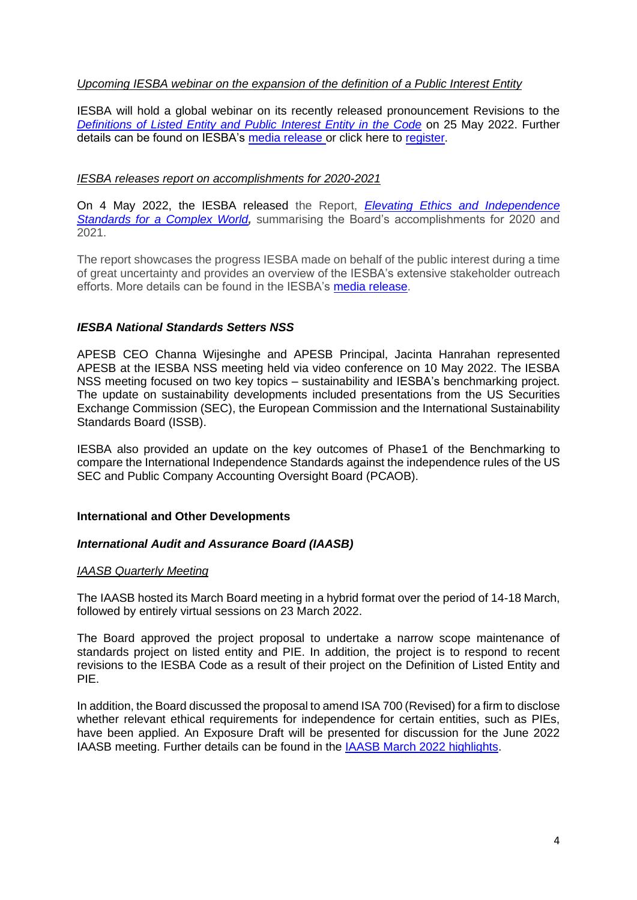*Upcoming IESBA webinar on the expansion of the definition of a Public Interest Entity*

IESBA will hold a global webinar on its recently released pronouncement Revisions to the *Definitions of Listed Entity and Public Interest Entity in the Code* on 25 May 2022. Further details can be found on IESBA's media release or click here to register.

*IESBA releases report on accomplishments for 2020-2021*

On 4 May 2022, the IESBA released the Report, ***Elevating Ethics and Independence Standards for a Complex World,*** summarising the Board's accomplishments for 2020 and 2021.

The report showcases the progress IESBA made on behalf of the public interest during a time of great uncertainty and provides an overview of the IESBA's extensive stakeholder outreach efforts. More details can be found in the IESBA's media release.

***IESBA National Standards Setters NSS***

APESB CEO Channa Wijesinghe and APESB Principal, Jacinta Hanrahan represented APESB at the IESBA NSS meeting held via video conference on 10 May 2022. The IESBA NSS meeting focused on two key topics – sustainability and IESBA's benchmarking project. The update on sustainability developments included presentations from the US Securities Exchange Commission (SEC), the European Commission and the International Sustainability Standards Board (ISSB).

IESBA also provided an update on the key outcomes of Phase1 of the Benchmarking to compare the International Independence Standards against the independence rules of the US SEC and Public Company Accounting Oversight Board (PCAOB).

**International and Other Developments**

***International Audit and Assurance Board (IAASB)***

*IAASB Quarterly Meeting*

The IAASB hosted its March Board meeting in a hybrid format over the period of 14-18 March, followed by entirely virtual sessions on 23 March 2022.

The Board approved the project proposal to undertake a narrow scope maintenance of standards project on listed entity and PIE. In addition, the project is to respond to recent revisions to the IESBA Code as a result of their project on the Definition of Listed Entity and PIE.

In addition, the Board discussed the proposal to amend ISA 700 (Revised) for a firm to disclose whether relevant ethical requirements for independence for certain entities, such as PIEs, have been applied. An Exposure Draft will be presented for discussion for the June 2022 IAASB meeting. Further details can be found in the IAASB March 2022 highlights.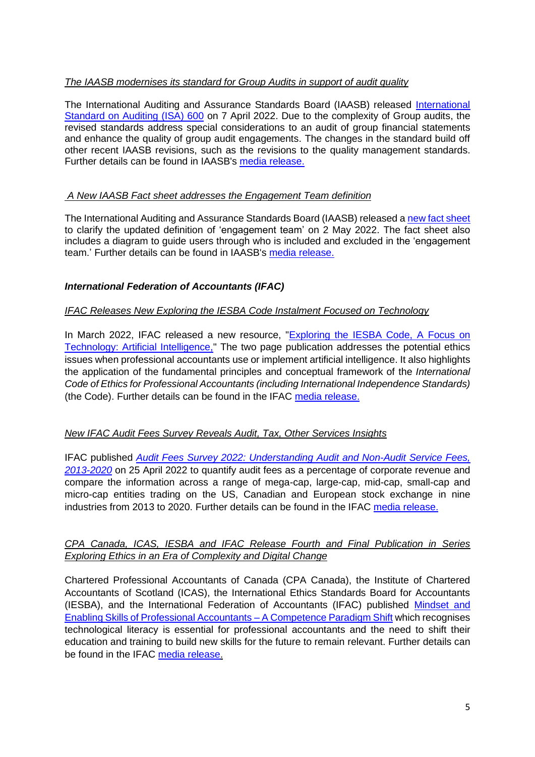*The IAASB modernises its standard for Group Audits in support of audit quality*

The International Auditing and Assurance Standards Board (IAASB) released International Standard on Auditing (ISA) 600 on 7 April 2022. Due to the complexity of Group audits, the revised standards address special considerations to an audit of group financial statements and enhance the quality of group audit engagements. The changes in the standard build off other recent IAASB revisions, such as the revisions to the quality management standards. Further details can be found in IAASB's media release.

*A New IAASB Fact sheet addresses the Engagement Team definition*

The International Auditing and Assurance Standards Board (IAASB) released a new fact sheet to clarify the updated definition of 'engagement team' on 2 May 2022. The fact sheet also includes a diagram to guide users through who is included and excluded in the 'engagement team.' Further details can be found in IAASB's media release.

***International Federation of Accountants (IFAC)***

*IFAC Releases New Exploring the IESBA Code Instalment Focused on Technology*

In March 2022, IFAC released a new resource, "Exploring the IESBA Code, A Focus on Technology: Artificial Intelligence," The two page publication addresses the potential ethics issues when professional accountants use or implement artificial intelligence. It also highlights the application of the fundamental principles and conceptual framework of the *International Code of Ethics for Professional Accountants (including International Independence Standards)* (the Code). Further details can be found in the IFAC media release.

*New IFAC Audit Fees Survey Reveals Audit, Tax, Other Services Insights*

IFAC published *Audit Fees Survey 2022: Understanding Audit and Non-Audit Service Fees, 2013-2020* on 25 April 2022 to quantify audit fees as a percentage of corporate revenue and compare the information across a range of mega-cap, large-cap, mid-cap, small-cap and micro-cap entities trading on the US, Canadian and European stock exchange in nine industries from 2013 to 2020. Further details can be found in the IFAC media release.

*CPA Canada, ICAS, IESBA and IFAC Release Fourth and Final Publication in Series Exploring Ethics in an Era of Complexity and Digital Change*

Chartered Professional Accountants of Canada (CPA Canada), the Institute of Chartered Accountants of Scotland (ICAS), the International Ethics Standards Board for Accountants (IESBA), and the International Federation of Accountants (IFAC) published Mindset and Enabling Skills of Professional Accountants – A Competence Paradigm Shift which recognises technological literacy is essential for professional accountants and the need to shift their education and training to build new skills for the future to remain relevant. Further details can be found in the IFAC media release.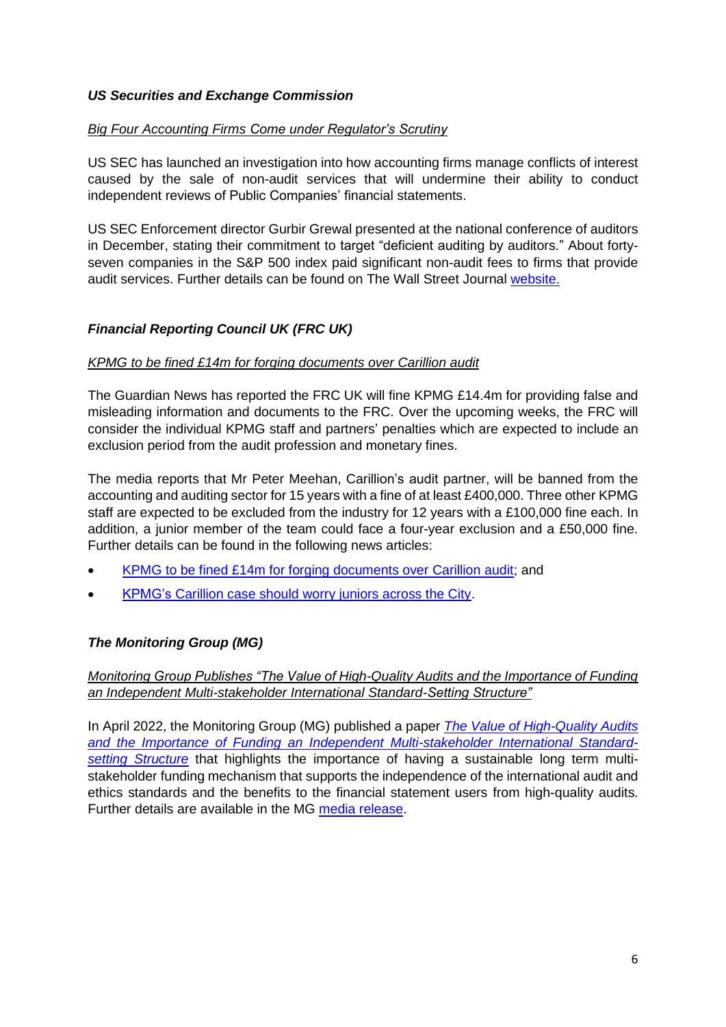### ***US Securities and Exchange Commission***

*Big Four Accounting Firms Come under Regulator's Scrutiny*

US SEC has launched an investigation into how accounting firms manage conflicts of interest caused by the sale of non-audit services that will undermine their ability to conduct independent reviews of Public Companies' financial statements.

US SEC Enforcement director Gurbir Grewal presented at the national conference of auditors in December, stating their commitment to target "deficient auditing by auditors." About forty-seven companies in the S&P 500 index paid significant non-audit fees to firms that provide audit services. Further details can be found on The Wall Street Journal website.

### ***Financial Reporting Council UK (FRC UK)***

*KPMG to be fined £14m for forging documents over Carillion audit*

The Guardian News has reported the FRC UK will fine KPMG £14.4m for providing false and misleading information and documents to the FRC. Over the upcoming weeks, the FRC will consider the individual KPMG staff and partners' penalties which are expected to include an exclusion period from the audit profession and monetary fines.

The media reports that Mr Peter Meehan, Carillion's audit partner, will be banned from the accounting and auditing sector for 15 years with a fine of at least £400,000. Three other KPMG staff are expected to be excluded from the industry for 12 years with a £100,000 fine each. In addition, a junior member of the team could face a four-year exclusion and a £50,000 fine. Further details can be found in the following news articles:

- KPMG to be fined £14m for forging documents over Carillion audit; and
- KPMG's Carillion case should worry juniors across the City.

### ***The Monitoring Group (MG)***

*Monitoring Group Publishes "The Value of High-Quality Audits and the Importance of Funding an Independent Multi-stakeholder International Standard-Setting Structure"*

In April 2022, the Monitoring Group (MG) published a paper *The Value of High-Quality Audits and the Importance of Funding an Independent Multi-stakeholder International Standard-setting Structure* that highlights the importance of having a sustainable long term multi-stakeholder funding mechanism that supports the independence of the international audit and ethics standards and the benefits to the financial statement users from high-quality audits. Further details are available in the MG media release.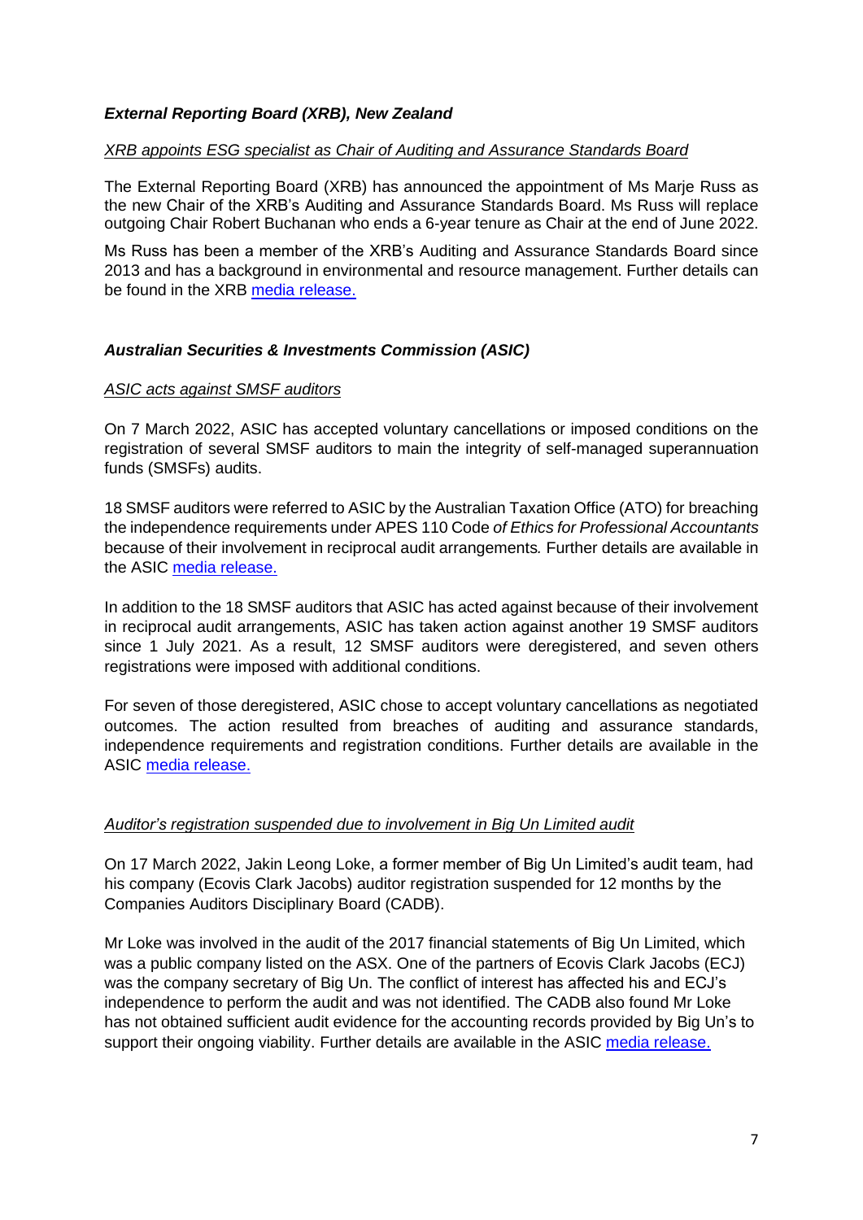### *External Reporting Board (XRB), New Zealand*

*XRB appoints ESG specialist as Chair of Auditing and Assurance Standards Board*

The External Reporting Board (XRB) has announced the appointment of Ms Marje Russ as the new Chair of the XRB's Auditing and Assurance Standards Board. Ms Russ will replace outgoing Chair Robert Buchanan who ends a 6-year tenure as Chair at the end of June 2022.

Ms Russ has been a member of the XRB's Auditing and Assurance Standards Board since 2013 and has a background in environmental and resource management. Further details can be found in the XRB media release.

### *Australian Securities & Investments Commission (ASIC)*

*ASIC acts against SMSF auditors*

On 7 March 2022, ASIC has accepted voluntary cancellations or imposed conditions on the registration of several SMSF auditors to main the integrity of self-managed superannuation funds (SMSFs) audits.

18 SMSF auditors were referred to ASIC by the Australian Taxation Office (ATO) for breaching the independence requirements under APES 110 Code *of Ethics for Professional Accountants* because of their involvement in reciprocal audit arrangements*.* Further details are available in the ASIC media release.

In addition to the 18 SMSF auditors that ASIC has acted against because of their involvement in reciprocal audit arrangements, ASIC has taken action against another 19 SMSF auditors since 1 July 2021. As a result, 12 SMSF auditors were deregistered, and seven others registrations were imposed with additional conditions.

For seven of those deregistered, ASIC chose to accept voluntary cancellations as negotiated outcomes. The action resulted from breaches of auditing and assurance standards, independence requirements and registration conditions. Further details are available in the ASIC media release.

*Auditor's registration suspended due to involvement in Big Un Limited audit*

On 17 March 2022, Jakin Leong Loke, a former member of Big Un Limited's audit team, had his company (Ecovis Clark Jacobs) auditor registration suspended for 12 months by the Companies Auditors Disciplinary Board (CADB).

Mr Loke was involved in the audit of the 2017 financial statements of Big Un Limited, which was a public company listed on the ASX. One of the partners of Ecovis Clark Jacobs (ECJ) was the company secretary of Big Un. The conflict of interest has affected his and ECJ's independence to perform the audit and was not identified. The CADB also found Mr Loke has not obtained sufficient audit evidence for the accounting records provided by Big Un's to support their ongoing viability. Further details are available in the ASIC media release.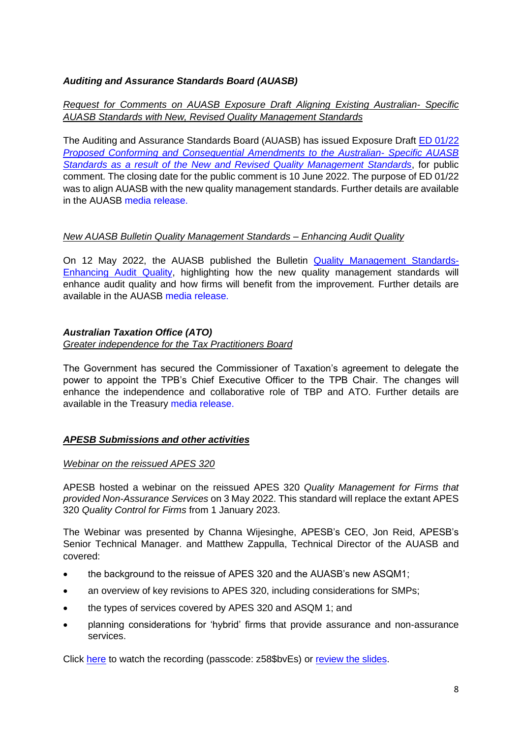### ***Auditing and Assurance Standards Board (AUASB)***

*Request for Comments on AUASB Exposure Draft Aligning Existing Australian- Specific AUASB Standards with New, Revised Quality Management Standards*

The Auditing and Assurance Standards Board (AUASB) has issued Exposure Draft ED 01/22 *Proposed Conforming and Consequential Amendments to the Australian- Specific AUASB Standards as a result of the New and Revised Quality Management Standards*, for public comment. The closing date for the public comment is 10 June 2022. The purpose of ED 01/22 was to align AUASB with the new quality management standards. Further details are available in the AUASB media release.

*New AUASB Bulletin Quality Management Standards – Enhancing Audit Quality*

On 12 May 2022, the AUASB published the Bulletin Quality Management Standards- Enhancing Audit Quality, highlighting how the new quality management standards will enhance audit quality and how firms will benefit from the improvement. Further details are available in the AUASB media release.

### ***Australian Taxation Office (ATO)***

*Greater independence for the Tax Practitioners Board*

The Government has secured the Commissioner of Taxation's agreement to delegate the power to appoint the TPB's Chief Executive Officer to the TPB Chair. The changes will enhance the independence and collaborative role of TBP and ATO. Further details are available in the Treasury media release.

### ***APESB Submissions and other activities***

*Webinar on the reissued APES 320*

APESB hosted a webinar on the reissued APES 320 *Quality Management for Firms that provided Non-Assurance Services* on 3 May 2022. This standard will replace the extant APES 320 *Quality Control for Firms* from 1 January 2023.

The Webinar was presented by Channa Wijesinghe, APESB's CEO, Jon Reid, APESB's Senior Technical Manager. and Matthew Zappulla, Technical Director of the AUASB and covered:

- the background to the reissue of APES 320 and the AUASB's new ASQM1;
- an overview of key revisions to APES 320, including considerations for SMPs;
- the types of services covered by APES 320 and ASQM 1; and
- planning considerations for 'hybrid' firms that provide assurance and non-assurance services.

Click here to watch the recording (passcode: z58$bvEs) or review the slides.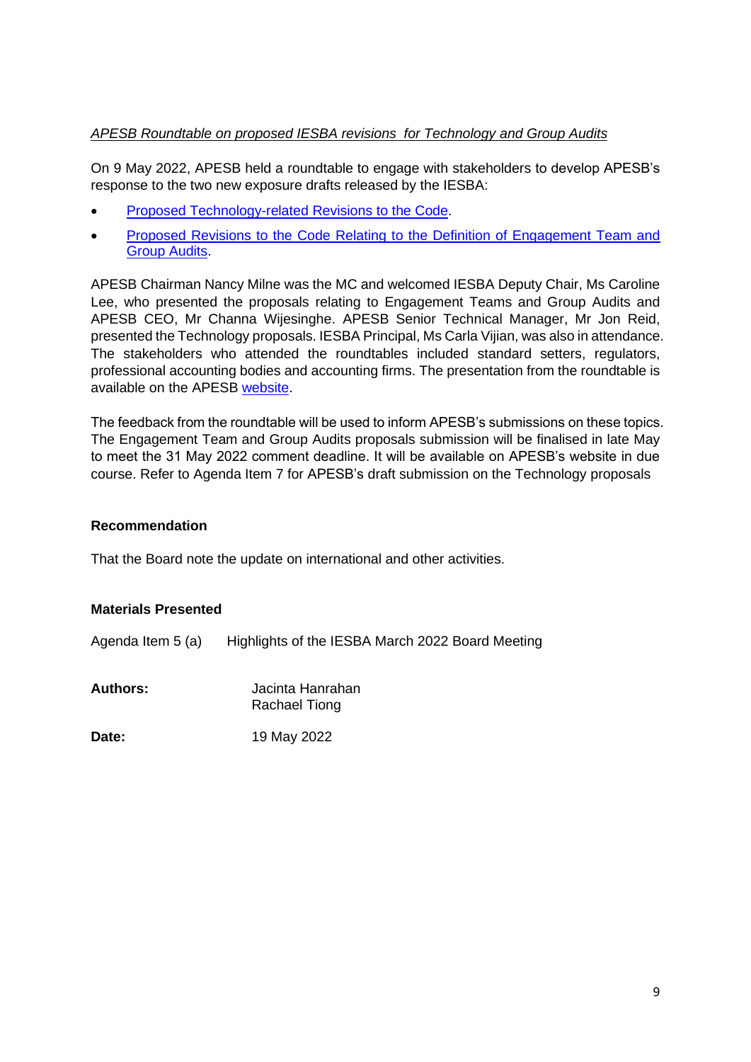*APESB Roundtable on proposed IESBA revisions  for Technology and Group Audits*

On 9 May 2022, APESB held a roundtable to engage with stakeholders to develop APESB's response to the two new exposure drafts released by the IESBA:

- Proposed Technology-related Revisions to the Code.
- Proposed Revisions to the Code Relating to the Definition of Engagement Team and Group Audits.

APESB Chairman Nancy Milne was the MC and welcomed IESBA Deputy Chair, Ms Caroline Lee, who presented the proposals relating to Engagement Teams and Group Audits and APESB CEO, Mr Channa Wijesinghe. APESB Senior Technical Manager, Mr Jon Reid, presented the Technology proposals. IESBA Principal, Ms Carla Vijian, was also in attendance. The stakeholders who attended the roundtables included standard setters, regulators, professional accounting bodies and accounting firms. The presentation from the roundtable is available on the APESB website.

The feedback from the roundtable will be used to inform APESB's submissions on these topics. The Engagement Team and Group Audits proposals submission will be finalised in late May to meet the 31 May 2022 comment deadline. It will be available on APESB's website in due course. Refer to Agenda Item 7 for APESB's draft submission on the Technology proposals

**Recommendation**

That the Board note the update on international and other activities.

**Materials Presented**

Agenda Item 5 (a)  Highlights of the IESBA March 2022 Board Meeting

**Authors:** Jacinta Hanrahan
Rachael Tiong

**Date:** 19 May 2022